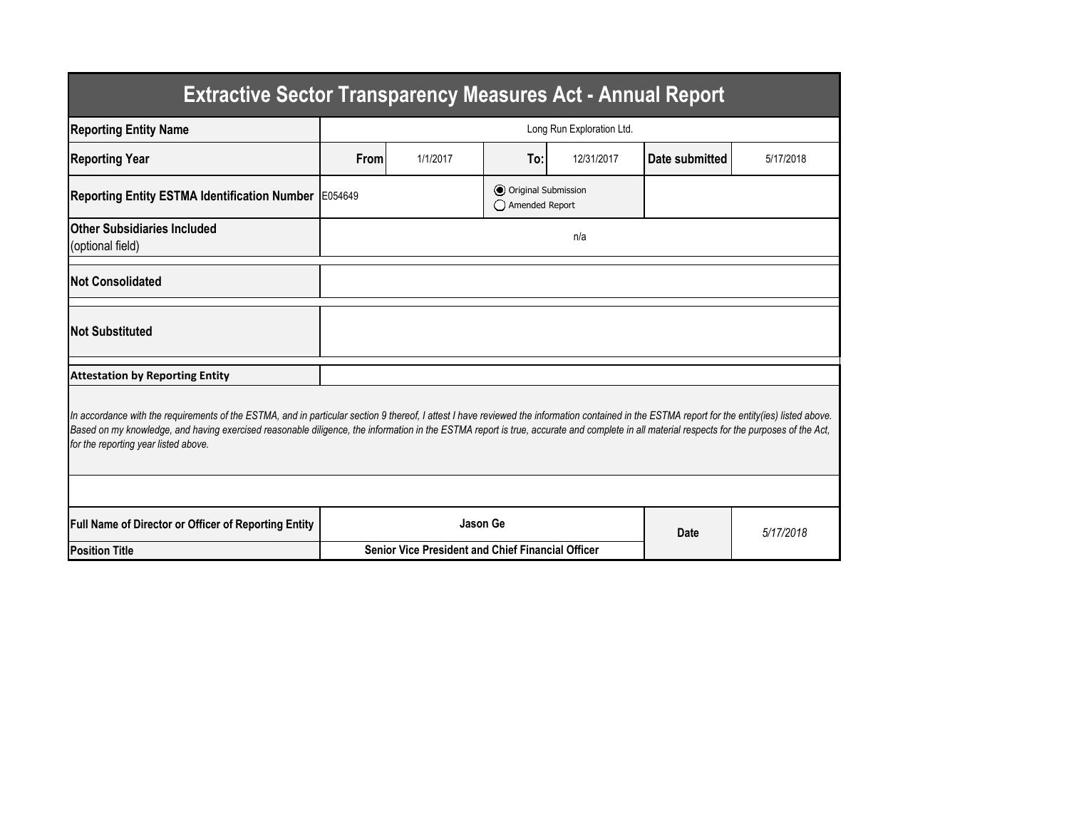# Extractive Sector Transparency Measures Act - Annual Report

| | | | | | | |
|---|---|---|---|---|---|---|
| **Reporting Entity Name** | Long Run Exploration Ltd. | | | | | |
| **Reporting Year** | **From** | 1/1/2017 | **To:** | 12/31/2017 | **Date submitted** | 5/17/2018 |
| **Reporting Entity ESTMA Identification Number** | E054649 | | ◉ Original Submission ◯ Amended Report | | | |
| **Other Subsidiaries Included** (optional field) | n/a | | | | | |
| **Not Consolidated** | | | | | | |
| **Not Substituted** | | | | | | |

**Attestation by Reporting Entity**

*In accordance with the requirements of the ESTMA, and in particular section 9 thereof, I attest I have reviewed the information contained in the ESTMA report for the entity(ies) listed above. Based on my knowledge, and having exercised reasonable diligence, the information in the ESTMA report is true, accurate and complete in all material respects for the purposes of the Act, for the reporting year listed above.*

| | | | |
|---|---|---|---|
| **Full Name of Director or Officer of Reporting Entity** | **Jason Ge** | **Date** | *5/17/2018* |
| **Position Title** | **Senior Vice President and Chief Financial Officer** | | |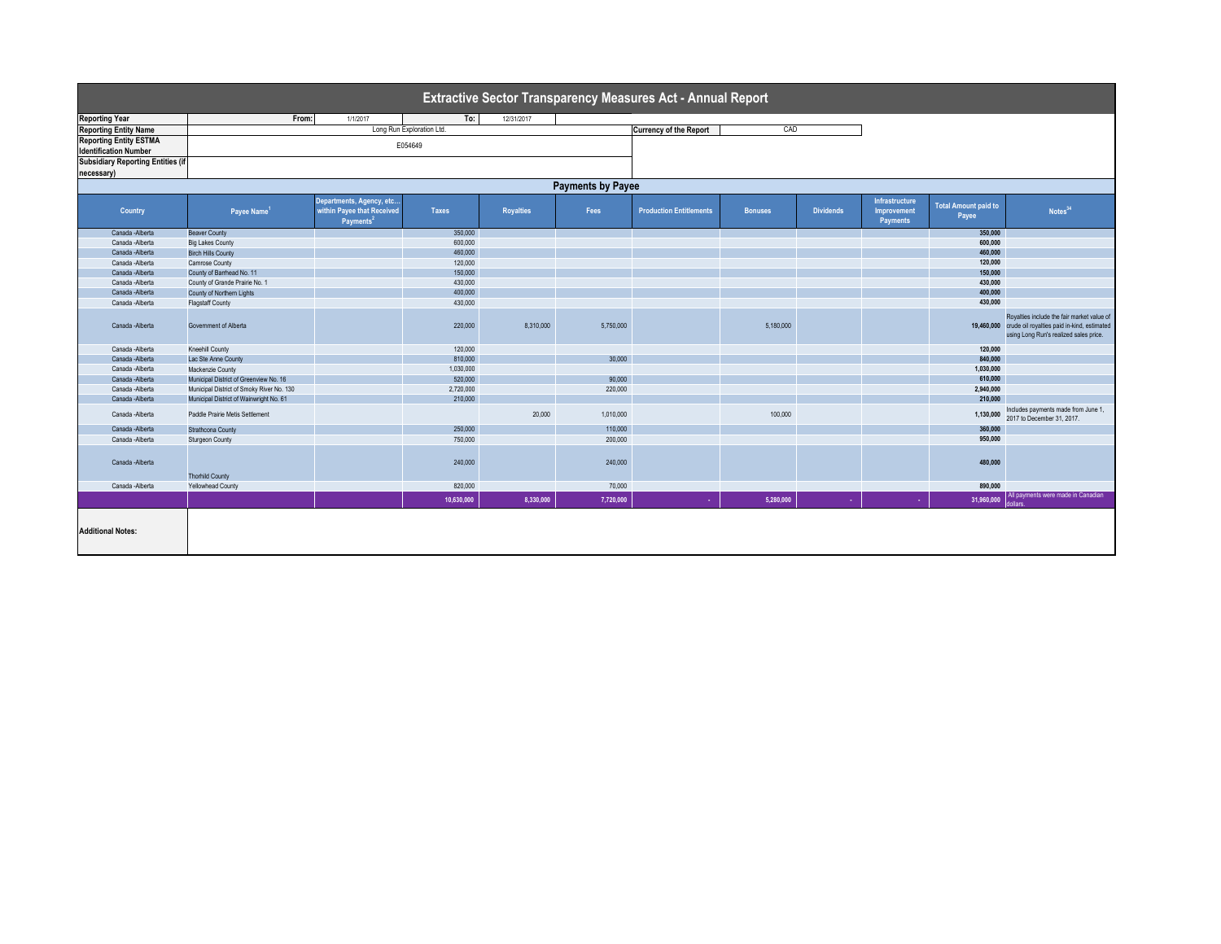# Extractive Sector Transparency Measures Act - Annual Report

| | | | | |
|---|---|---|---|---|
| **Reporting Year** | From: | 1/1/2017 | To: | 12/31/2017 |
| **Reporting Entity Name** | Long Run Exploration Ltd. | | **Currency of the Report** | CAD |
| **Reporting Entity ESTMA Identification Number** | E054649 | | | |
| **Subsidiary Reporting Entities (if necessary)** | | | | |

## Payments by Payee

| Country | Payee Name[1] | Departments, Agency, etc... within Payee that Received Payments[2] | Taxes | Royalties | Fees | Production Entitlements | Bonuses | Dividends | Infrastructure Improvement Payments | Total Amount paid to Payee | Notes[34] |
|---|---|---|---|---|---|---|---|---|---|---|---|
| Canada -Alberta | Beaver County | | 350,000 | | | | | | | 350,000 | |
| Canada -Alberta | Big Lakes County | | 600,000 | | | | | | | 600,000 | |
| Canada -Alberta | Birch Hills County | | 460,000 | | | | | | | 460,000 | |
| Canada -Alberta | Camrose County | | 120,000 | | | | | | | 120,000 | |
| Canada -Alberta | County of Barrhead No. 11 | | 150,000 | | | | | | | 150,000 | |
| Canada -Alberta | County of Grande Prairie No. 1 | | 430,000 | | | | | | | 430,000 | |
| Canada -Alberta | County of Northern Lights | | 400,000 | | | | | | | 400,000 | |
| Canada -Alberta | Flagstaff County | | 430,000 | | | | | | | 430,000 | |
| Canada -Alberta | Government of Alberta | | 220,000 | 8,310,000 | 5,750,000 | | 5,180,000 | | | 19,460,000 | Royalties include the fair market value of crude oil royalties paid in-kind, estimated using Long Run's realized sales price. |
| Canada -Alberta | Kneehill County | | 120,000 | | | | | | | 120,000 | |
| Canada -Alberta | Lac Ste Anne County | | 810,000 | | 30,000 | | | | | 840,000 | |
| Canada -Alberta | Mackenzie County | | 1,030,000 | | | | | | | 1,030,000 | |
| Canada -Alberta | Municipal District of Greenview No. 16 | | 520,000 | | 90,000 | | | | | 610,000 | |
| Canada -Alberta | Municipal District of Smoky River No. 130 | | 2,720,000 | | 220,000 | | | | | 2,940,000 | |
| Canada -Alberta | Municipal District of Wainwright No. 61 | | 210,000 | | | | | | | 210,000 | |
| Canada -Alberta | Paddle Prairie Metis Settlement | | | 20,000 | 1,010,000 | | 100,000 | | | 1,130,000 | Includes payments made from June 1, 2017 to December 31, 2017. |
| Canada -Alberta | Strathcona County | | 250,000 | | 110,000 | | | | | 360,000 | |
| Canada -Alberta | Sturgeon County | | 750,000 | | 200,000 | | | | | 950,000 | |
| Canada -Alberta | Thorhild County | | 240,000 | | 240,000 | | | | | 480,000 | |
| Canada -Alberta | Yellowhead County | | 820,000 | | 70,000 | | | | | 890,000 | |
| | | | 10,630,000 | 8,330,000 | 7,720,000 | - | 5,280,000 | - | - | 31,960,000 | All payments were made in Canadian dollars. |

**Additional Notes:**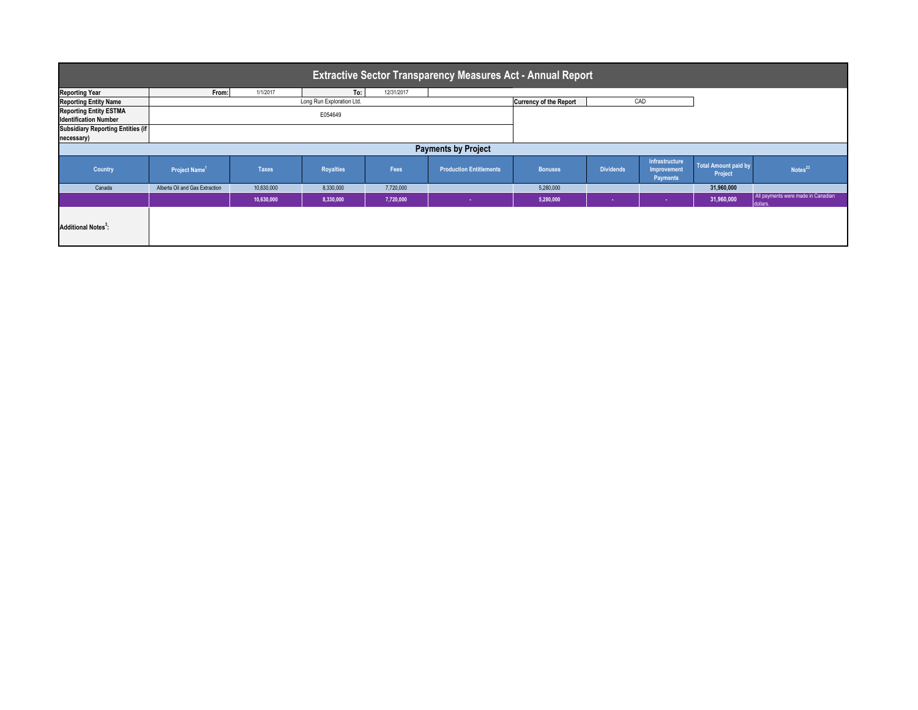# Extractive Sector Transparency Measures Act - Annual Report

| | | | | | |
|---|---|---|---|---|---|
| **Reporting Year** | From: | 1/1/2017 | To: | 12/31/2017 | |
| **Reporting Entity Name** | Long Run Exploration Ltd. | | | **Currency of the Report** | CAD |
| **Reporting Entity ESTMA Identification Number** | E054649 | | | | |
| **Subsidiary Reporting Entities (if necessary)** | | | | | |

## Payments by Project

| Country | Project Name[1] | Taxes | Royalties | Fees | Production Entitlements | Bonuses | Dividends | Infrastructure Improvement Payments | Total Amount paid by Project | Notes[23] |
|---|---|---|---|---|---|---|---|---|---|---|
| Canada | Alberta Oil and Gas Extraction | 10,630,000 | 8,330,000 | 7,720,000 | | 5,280,000 | | | **31,960,000** | |
| | | **10,630,000** | **8,330,000** | **7,720,000** | - | **5,280,000** | - | - | **31,960,000** | All payments were made in Canadian dollars. |

**Additional Notes[3]:**